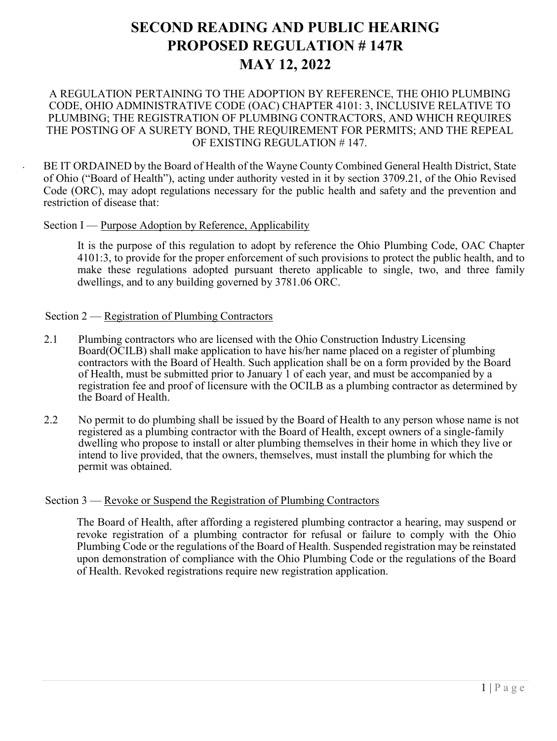# SECOND READING AND PUBLIC HEARING
# PROPOSED REGULATION # 147R
# MAY 12, 2022

A REGULATION PERTAINING TO THE ADOPTION BY REFERENCE, THE OHIO PLUMBING CODE, OHIO ADMINISTRATIVE CODE (OAC) CHAPTER 4101: 3, INCLUSIVE RELATIVE TO PLUMBING; THE REGISTRATION OF PLUMBING CONTRACTORS, AND WHICH REQUIRES THE POSTING OF A SURETY BOND, THE REQUIREMENT FOR PERMITS; AND THE REPEAL OF EXISTING REGULATION # 147.

BE IT ORDAINED by the Board of Health of the Wayne County Combined General Health District, State of Ohio ("Board of Health"), acting under authority vested in it by section 3709.21, of the Ohio Revised Code (ORC), may adopt regulations necessary for the public health and safety and the prevention and restriction of disease that:

Section I — Purpose Adoption by Reference, Applicability

It is the purpose of this regulation to adopt by reference the Ohio Plumbing Code, OAC Chapter 4101:3, to provide for the proper enforcement of such provisions to protect the public health, and to make these regulations adopted pursuant thereto applicable to single, two, and three family dwellings, and to any building governed by 3781.06 ORC.

Section 2 — Registration of Plumbing Contractors

2.1 Plumbing contractors who are licensed with the Ohio Construction Industry Licensing Board(OCILB) shall make application to have his/her name placed on a register of plumbing contractors with the Board of Health. Such application shall be on a form provided by the Board of Health, must be submitted prior to January 1 of each year, and must be accompanied by a registration fee and proof of licensure with the OCILB as a plumbing contractor as determined by the Board of Health.

2.2 No permit to do plumbing shall be issued by the Board of Health to any person whose name is not registered as a plumbing contractor with the Board of Health, except owners of a single-family dwelling who propose to install or alter plumbing themselves in their home in which they live or intend to live provided, that the owners, themselves, must install the plumbing for which the permit was obtained.

Section 3 — Revoke or Suspend the Registration of Plumbing Contractors

The Board of Health, after affording a registered plumbing contractor a hearing, may suspend or revoke registration of a plumbing contractor for refusal or failure to comply with the Ohio Plumbing Code or the regulations of the Board of Health. Suspended registration may be reinstated upon demonstration of compliance with the Ohio Plumbing Code or the regulations of the Board of Health. Revoked registrations require new registration application.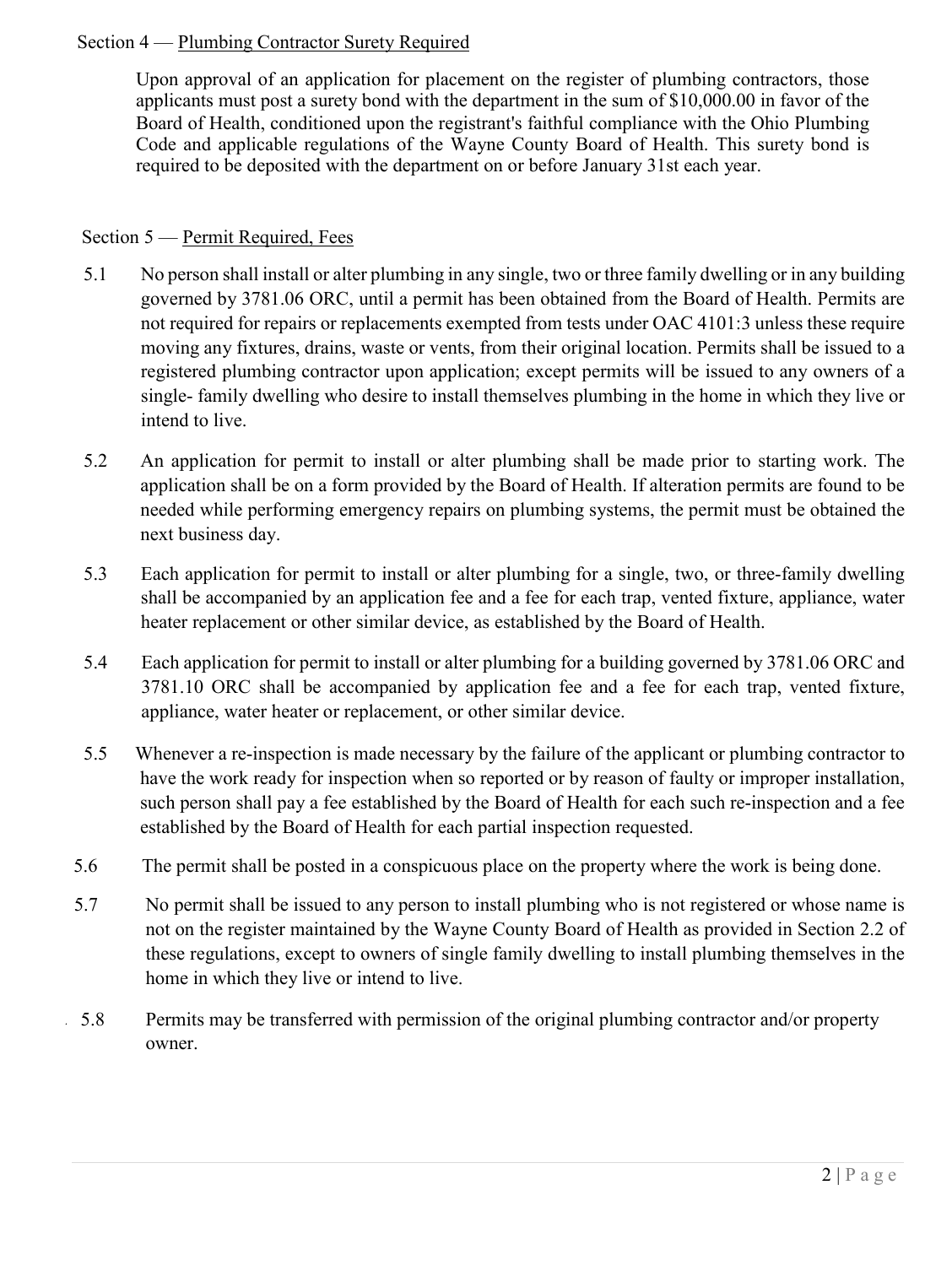## Section 4 — Plumbing Contractor Surety Required

Upon approval of an application for placement on the register of plumbing contractors, those applicants must post a surety bond with the department in the sum of $10,000.00 in favor of the Board of Health, conditioned upon the registrant's faithful compliance with the Ohio Plumbing Code and applicable regulations of the Wayne County Board of Health. This surety bond is required to be deposited with the department on or before January 31st each year.

## Section 5 — Permit Required, Fees

5.1 No person shall install or alter plumbing in any single, two or three family dwelling or in any building governed by 3781.06 ORC, until a permit has been obtained from the Board of Health. Permits are not required for repairs or replacements exempted from tests under OAC 4101:3 unless these require moving any fixtures, drains, waste or vents, from their original location. Permits shall be issued to a registered plumbing contractor upon application; except permits will be issued to any owners of a single- family dwelling who desire to install themselves plumbing in the home in which they live or intend to live.

5.2 An application for permit to install or alter plumbing shall be made prior to starting work. The application shall be on a form provided by the Board of Health. If alteration permits are found to be needed while performing emergency repairs on plumbing systems, the permit must be obtained the next business day.

5.3 Each application for permit to install or alter plumbing for a single, two, or three-family dwelling shall be accompanied by an application fee and a fee for each trap, vented fixture, appliance, water heater replacement or other similar device, as established by the Board of Health.

5.4 Each application for permit to install or alter plumbing for a building governed by 3781.06 ORC and 3781.10 ORC shall be accompanied by application fee and a fee for each trap, vented fixture, appliance, water heater or replacement, or other similar device.

5.5 Whenever a re-inspection is made necessary by the failure of the applicant or plumbing contractor to have the work ready for inspection when so reported or by reason of faulty or improper installation, such person shall pay a fee established by the Board of Health for each such re-inspection and a fee established by the Board of Health for each partial inspection requested.

5.6 The permit shall be posted in a conspicuous place on the property where the work is being done.

5.7 No permit shall be issued to any person to install plumbing who is not registered or whose name is not on the register maintained by the Wayne County Board of Health as provided in Section 2.2 of these regulations, except to owners of single family dwelling to install plumbing themselves in the home in which they live or intend to live.

5.8 Permits may be transferred with permission of the original plumbing contractor and/or property owner.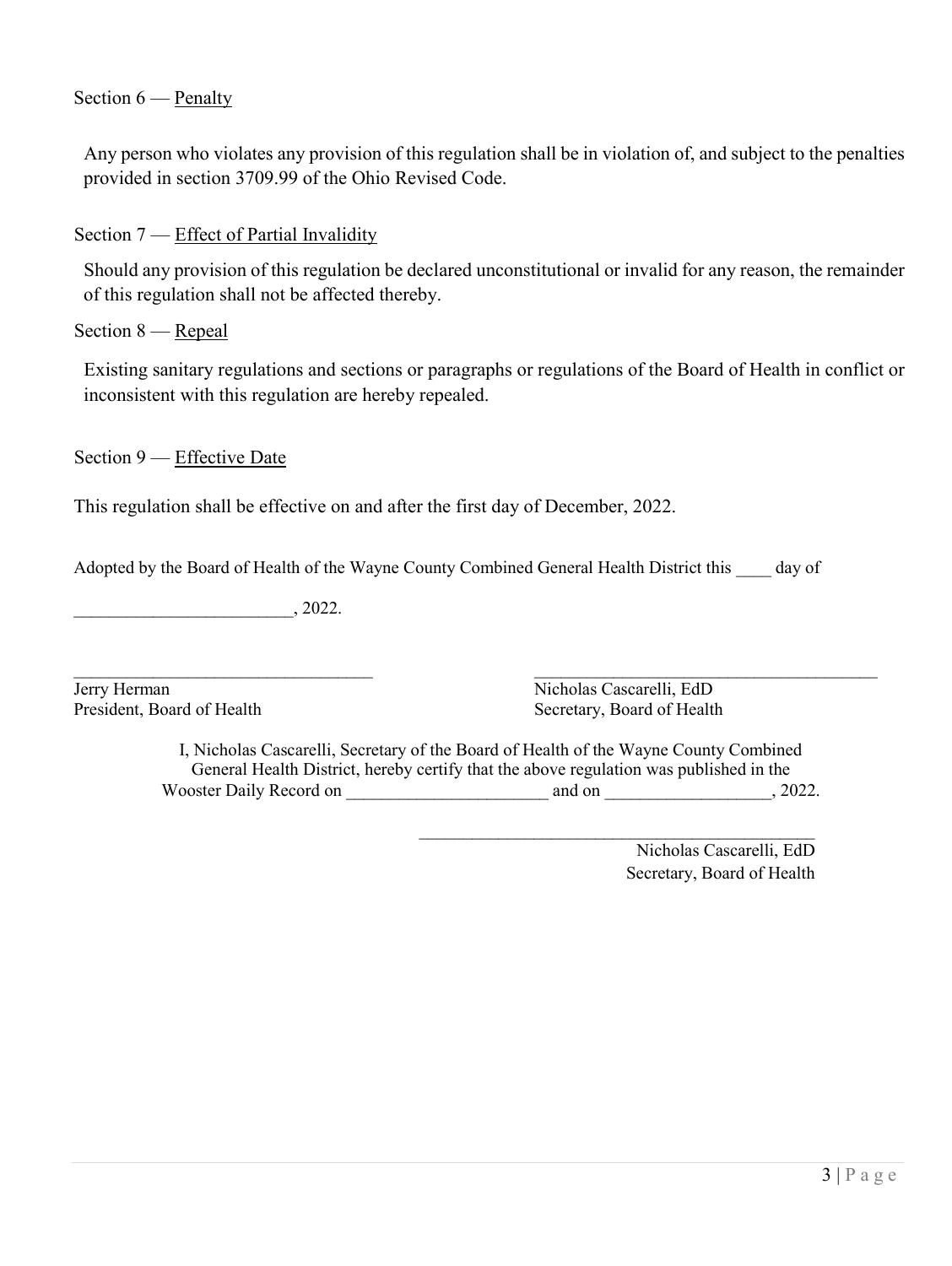Section 6 — Penalty

Any person who violates any provision of this regulation shall be in violation of, and subject to the penalties provided in section 3709.99 of the Ohio Revised Code.

Section 7 — Effect of Partial Invalidity

Should any provision of this regulation be declared unconstitutional or invalid for any reason, the remainder of this regulation shall not be affected thereby.

Section 8 — Repeal

Existing sanitary regulations and sections or paragraphs or regulations of the Board of Health in conflict or inconsistent with this regulation are hereby repealed.

Section 9 — Effective Date

This regulation shall be effective on and after the first day of December, 2022.

Adopted by the Board of Health of the Wayne County Combined General Health District this ____ day of

________________________, 2022.

_________________________________ 
Jerry Herman 
President, Board of Health

_______________________________________ 
Nicholas Cascarelli, EdD 
Secretary, Board of Health

I, Nicholas Cascarelli, Secretary of the Board of Health of the Wayne County Combined General Health District, hereby certify that the above regulation was published in the Wooster Daily Record on _______________________ and on __________________, 2022.

_______________________________________________ 
Nicholas Cascarelli, EdD 
Secretary, Board of Health